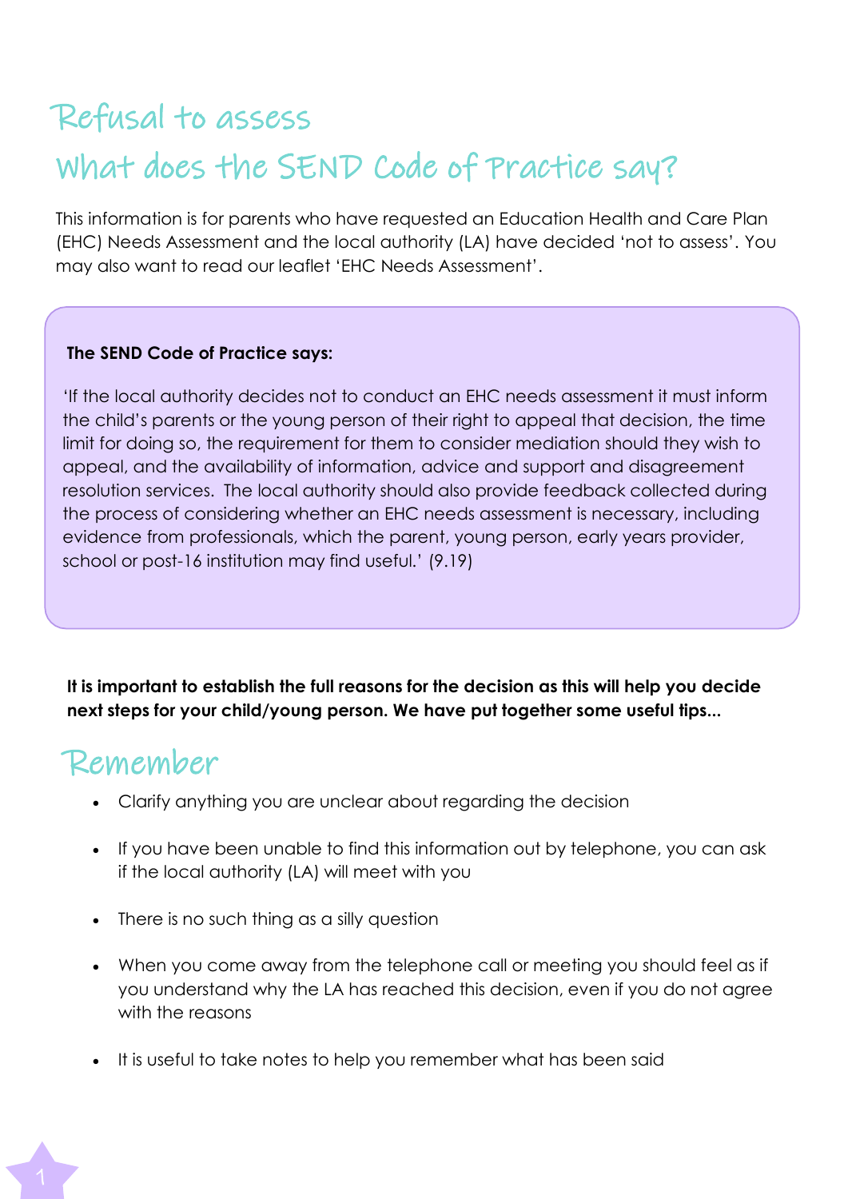# Refusal to assess

## What does the SEND Code of Practice say?

This information is for parents who have requested an Education Health and Care Plan (EHC) Needs Assessment and the local authority (LA) have decided 'not to assess'. You may also want to read our leaflet 'EHC Needs Assessment'.

**The SEND Code of Practice says:**

'If the local authority decides not to conduct an EHC needs assessment it must inform the child's parents or the young person of their right to appeal that decision, the time limit for doing so, the requirement for them to consider mediation should they wish to appeal, and the availability of information, advice and support and disagreement resolution services. The local authority should also provide feedback collected during the process of considering whether an EHC needs assessment is necessary, including evidence from professionals, which the parent, young person, early years provider, school or post-16 institution may find useful.' (9.19)

**It is important to establish the full reasons for the decision as this will help you decide next steps for your child/young person. We have put together some useful tips...**

## Remember

- Clarify anything you are unclear about regarding the decision
- If you have been unable to find this information out by telephone, you can ask if the local authority (LA) will meet with you
- There is no such thing as a silly question
- When you come away from the telephone call or meeting you should feel as if you understand why the LA has reached this decision, even if you do not agree with the reasons
- It is useful to take notes to help you remember what has been said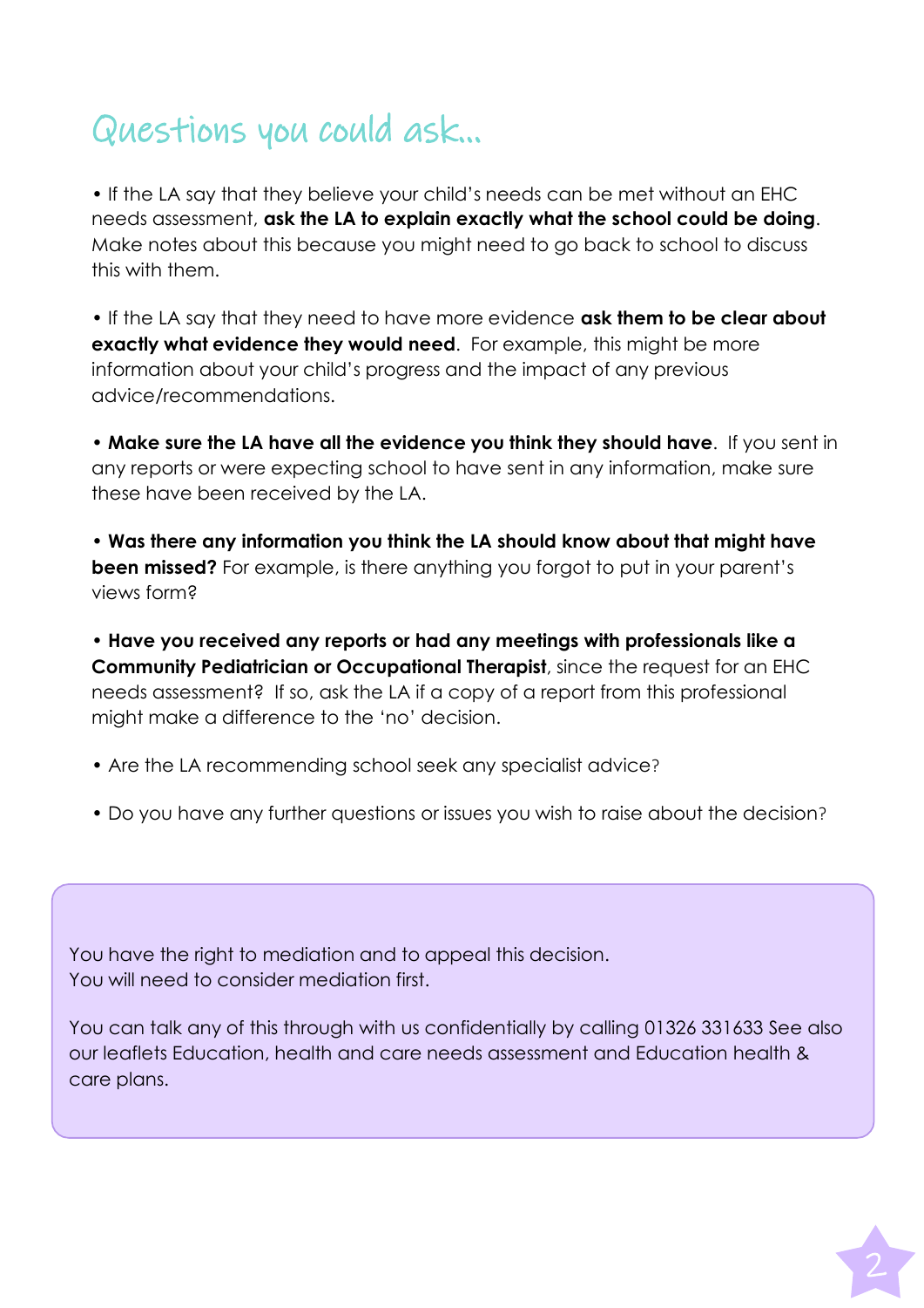# Questions you could ask...

- If the LA say that they believe your child's needs can be met without an EHC needs assessment, **ask the LA to explain exactly what the school could be doing**. Make notes about this because you might need to go back to school to discuss this with them.

- If the LA say that they need to have more evidence **ask them to be clear about exactly what evidence they would need**. For example, this might be more information about your child's progress and the impact of any previous advice/recommendations.

- **Make sure the LA have all the evidence you think they should have**. If you sent in any reports or were expecting school to have sent in any information, make sure these have been received by the LA.

- **Was there any information you think the LA should know about that might have been missed?** For example, is there anything you forgot to put in your parent's views form?

- **Have you received any reports or had any meetings with professionals like a Community Pediatrician or Occupational Therapist**, since the request for an EHC needs assessment? If so, ask the LA if a copy of a report from this professional might make a difference to the 'no' decision.

- Are the LA recommending school seek any specialist advice?

- Do you have any further questions or issues you wish to raise about the decision?

You have the right to mediation and to appeal this decision.
You will need to consider mediation first.

You can talk any of this through with us confidentially by calling 01326 331633 See also our leaflets Education, health and care needs assessment and Education health & care plans.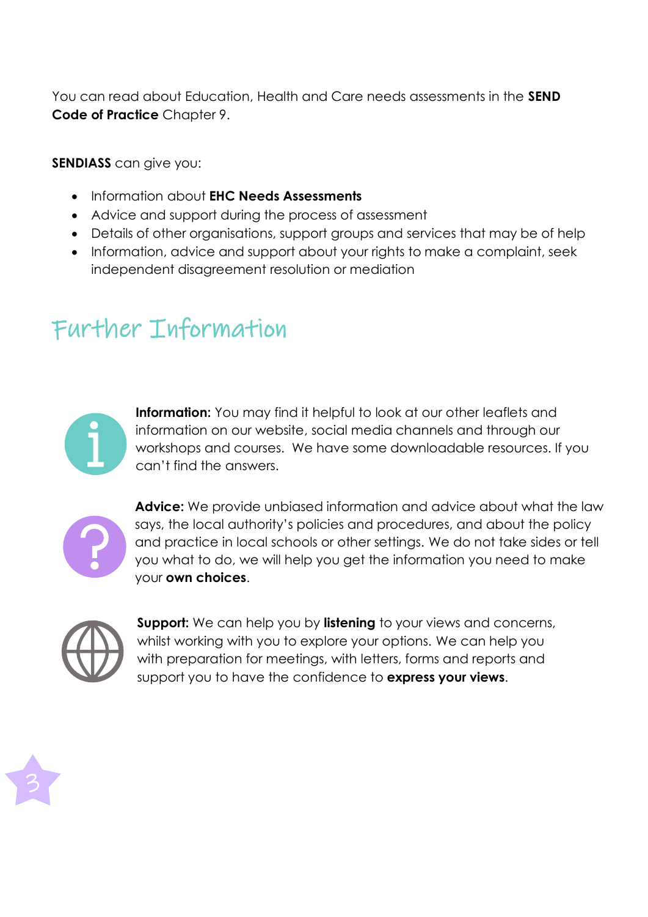You can read about Education, Health and Care needs assessments in the **SEND Code of Practice** Chapter 9.

**SENDIASS** can give you:

- Information about **EHC Needs Assessments**
- Advice and support during the process of assessment
- Details of other organisations, support groups and services that may be of help
- Information, advice and support about your rights to make a complaint, seek independent disagreement resolution or mediation

## Further Information

**Information:** You may find it helpful to look at our other leaflets and information on our website, social media channels and through our workshops and courses. We have some downloadable resources. If you can't find the answers.

**Advice:** We provide unbiased information and advice about what the law says, the local authority's policies and procedures, and about the policy and practice in local schools or other settings. We do not take sides or tell you what to do, we will help you get the information you need to make your **own choices**.

**Support:** We can help you by **listening** to your views and concerns, whilst working with you to explore your options. We can help you with preparation for meetings, with letters, forms and reports and support you to have the confidence to **express your views**.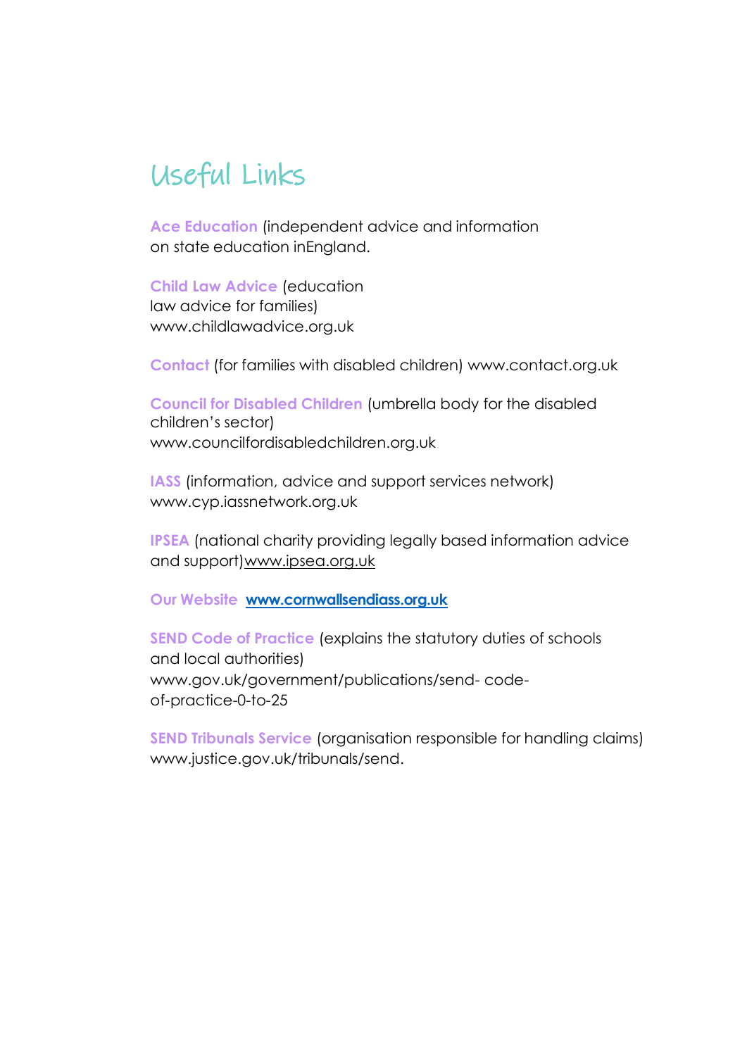# Useful Links

**Ace Education** (independent advice and information on state education inEngland.

**Child Law Advice** (education law advice for families) www.childlawadvice.org.uk

**Contact** (for families with disabled children) www.contact.org.uk

**Council for Disabled Children** (umbrella body for the disabled children's sector) www.councilfordisabledchildren.org.uk

**IASS** (information, advice and support services network) www.cyp.iassnetwork.org.uk

**IPSEA** (national charity providing legally based information advice and support)www.ipsea.org.uk

**Our Website** **www.cornwallsendiass.org.uk**

**SEND Code of Practice** (explains the statutory duties of schools and local authorities) www.gov.uk/government/publications/send- code-of-practice-0-to-25

**SEND Tribunals Service** (organisation responsible for handling claims) www.justice.gov.uk/tribunals/send.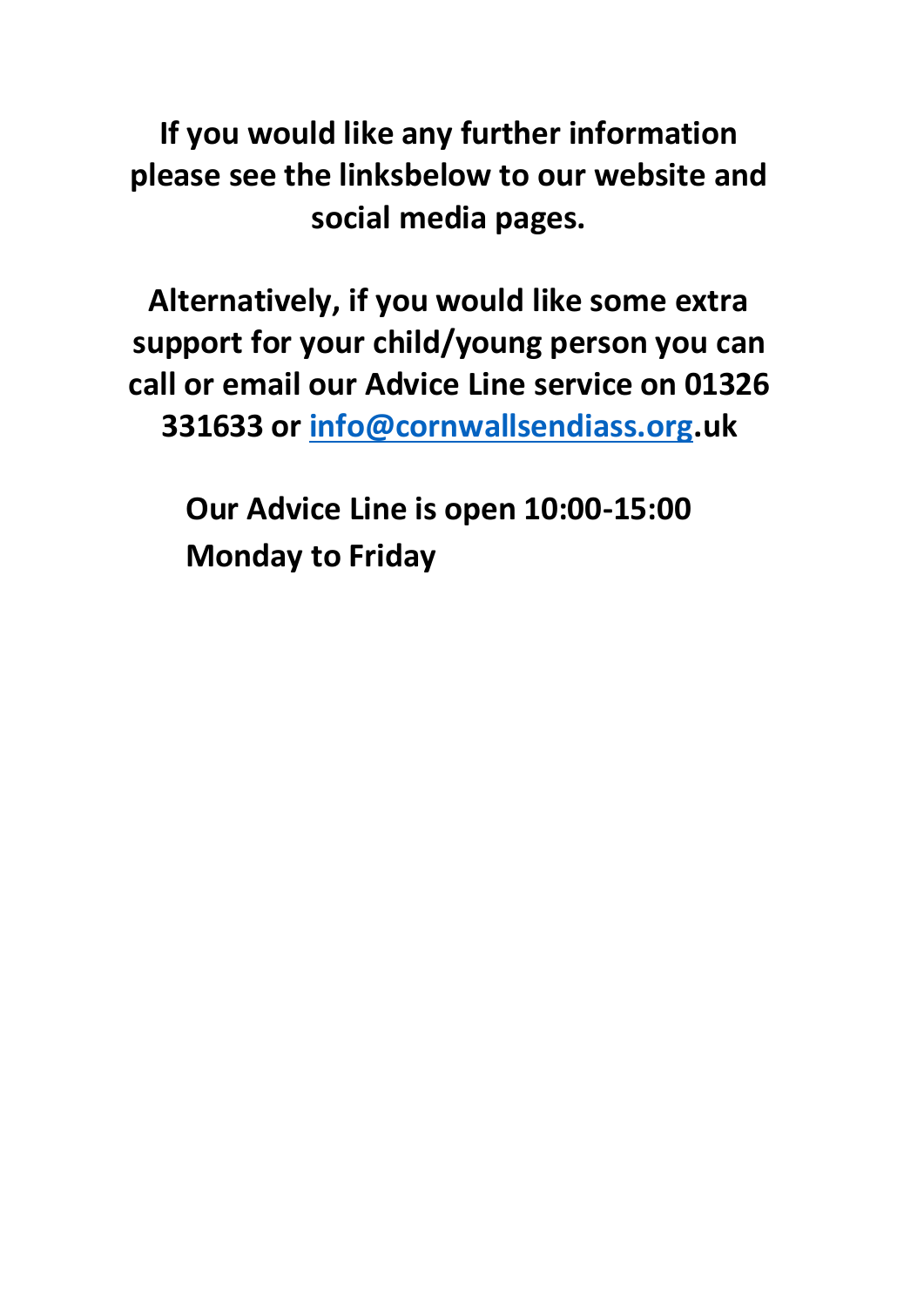**If you would like any further information please see the linksbelow to our website and social media pages.**

**Alternatively, if you would like some extra support for your child/young person you can call or email our Advice Line service on 01326 331633 or info@cornwallsendiass.org.uk**

**Our Advice Line is open 10:00-15:00 Monday to Friday**